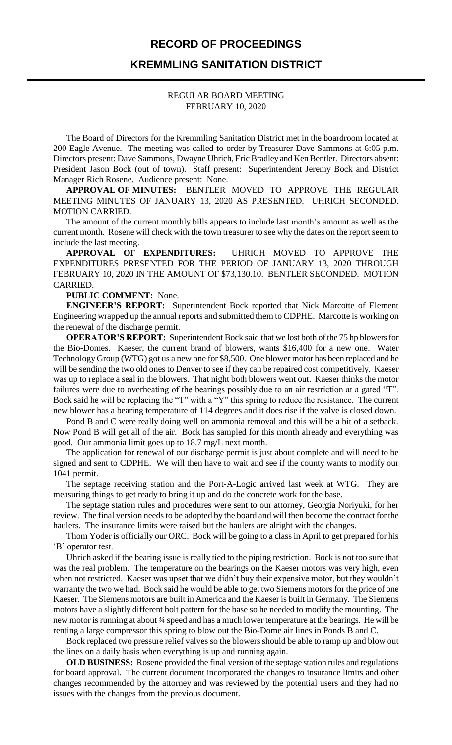# RECORD OF PROCEEDINGS

## KREMMLING SANITATION DISTRICT

REGULAR BOARD MEETING
FEBRUARY 10, 2020

The Board of Directors for the Kremmling Sanitation District met in the boardroom located at 200 Eagle Avenue. The meeting was called to order by Treasurer Dave Sammons at 6:05 p.m. Directors present: Dave Sammons, Dwayne Uhrich, Eric Bradley and Ken Bentler. Directors absent: President Jason Bock (out of town). Staff present: Superintendent Jeremy Bock and District Manager Rich Rosene. Audience present: None.

**APPROVAL OF MINUTES:** BENTLER MOVED TO APPROVE THE REGULAR MEETING MINUTES OF JANUARY 13, 2020 AS PRESENTED. UHRICH SECONDED. MOTION CARRIED.

The amount of the current monthly bills appears to include last month's amount as well as the current month. Rosene will check with the town treasurer to see why the dates on the report seem to include the last meeting.

**APPROVAL OF EXPENDITURES:** UHRICH MOVED TO APPROVE THE EXPENDITURES PRESENTED FOR THE PERIOD OF JANUARY 13, 2020 THROUGH FEBRUARY 10, 2020 IN THE AMOUNT OF $73,130.10. BENTLER SECONDED. MOTION CARRIED.

**PUBLIC COMMENT:** None.

**ENGINEER'S REPORT:** Superintendent Bock reported that Nick Marcotte of Element Engineering wrapped up the annual reports and submitted them to CDPHE. Marcotte is working on the renewal of the discharge permit.

**OPERATOR'S REPORT:** Superintendent Bock said that we lost both of the 75 hp blowers for the Bio-Domes. Kaeser, the current brand of blowers, wants $16,400 for a new one. Water Technology Group (WTG) got us a new one for $8,500. One blower motor has been replaced and he will be sending the two old ones to Denver to see if they can be repaired cost competitively. Kaeser was up to replace a seal in the blowers. That night both blowers went out. Kaeser thinks the motor failures were due to overheating of the bearings possibly due to an air restriction at a gated "T". Bock said he will be replacing the "T" with a "Y" this spring to reduce the resistance. The current new blower has a bearing temperature of 114 degrees and it does rise if the valve is closed down.

Pond B and C were really doing well on ammonia removal and this will be a bit of a setback. Now Pond B will get all of the air. Bock has sampled for this month already and everything was good. Our ammonia limit goes up to 18.7 mg/L next month.

The application for renewal of our discharge permit is just about complete and will need to be signed and sent to CDPHE. We will then have to wait and see if the county wants to modify our 1041 permit.

The septage receiving station and the Port-A-Logic arrived last week at WTG. They are measuring things to get ready to bring it up and do the concrete work for the base.

The septage station rules and procedures were sent to our attorney, Georgia Noriyuki, for her review. The final version needs to be adopted by the board and will then become the contract for the haulers. The insurance limits were raised but the haulers are alright with the changes.

Thom Yoder is officially our ORC. Bock will be going to a class in April to get prepared for his 'B' operator test.

Uhrich asked if the bearing issue is really tied to the piping restriction. Bock is not too sure that was the real problem. The temperature on the bearings on the Kaeser motors was very high, even when not restricted. Kaeser was upset that we didn't buy their expensive motor, but they wouldn't warranty the two we had. Bock said he would be able to get two Siemens motors for the price of one Kaeser. The Siemens motors are built in America and the Kaeser is built in Germany. The Siemens motors have a slightly different bolt pattern for the base so he needed to modify the mounting. The new motor is running at about ¾ speed and has a much lower temperature at the bearings. He will be renting a large compressor this spring to blow out the Bio-Dome air lines in Ponds B and C.

Bock replaced two pressure relief valves so the blowers should be able to ramp up and blow out the lines on a daily basis when everything is up and running again.

**OLD BUSINESS:** Rosene provided the final version of the septage station rules and regulations for board approval. The current document incorporated the changes to insurance limits and other changes recommended by the attorney and was reviewed by the potential users and they had no issues with the changes from the previous document.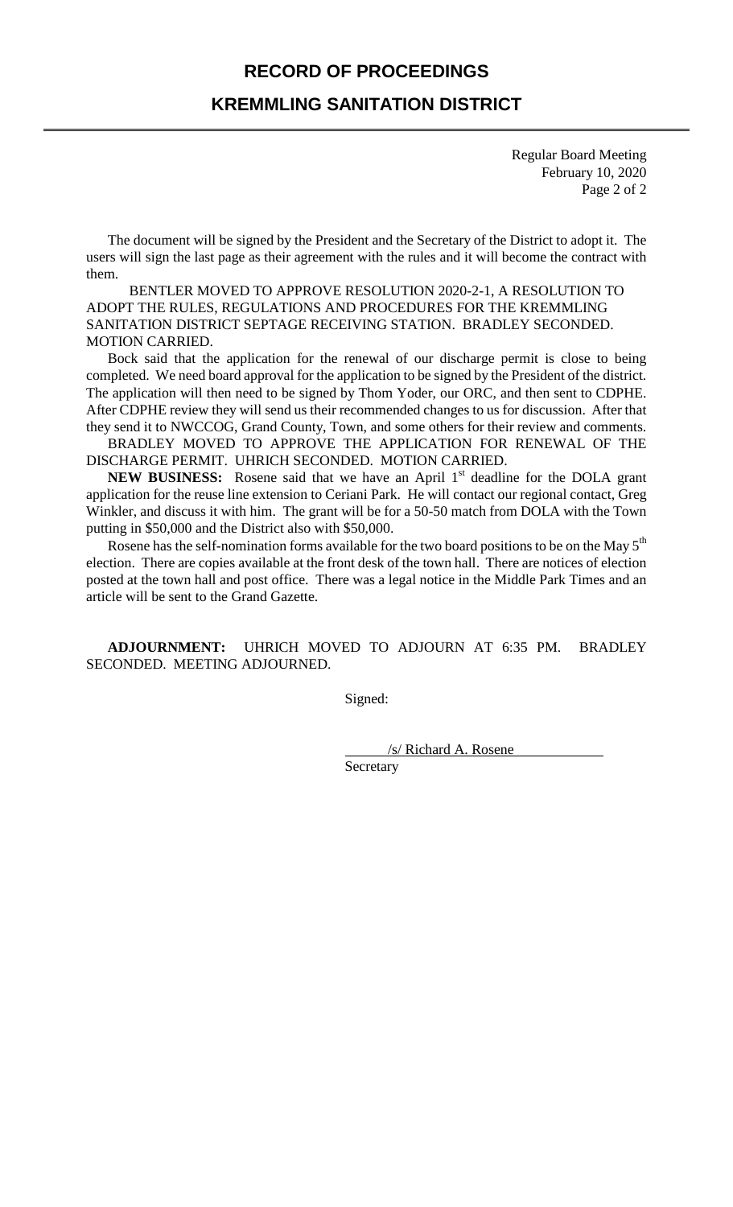The document will be signed by the President and the Secretary of the District to adopt it. The users will sign the last page as their agreement with the rules and it will become the contract with them.

BENTLER MOVED TO APPROVE RESOLUTION 2020-2-1, A RESOLUTION TO ADOPT THE RULES, REGULATIONS AND PROCEDURES FOR THE KREMMLING SANITATION DISTRICT SEPTAGE RECEIVING STATION. BRADLEY SECONDED. MOTION CARRIED.

Bock said that the application for the renewal of our discharge permit is close to being completed. We need board approval for the application to be signed by the President of the district. The application will then need to be signed by Thom Yoder, our ORC, and then sent to CDPHE. After CDPHE review they will send us their recommended changes to us for discussion. After that they send it to NWCCOG, Grand County, Town, and some others for their review and comments.

BRADLEY MOVED TO APPROVE THE APPLICATION FOR RENEWAL OF THE DISCHARGE PERMIT. UHRICH SECONDED. MOTION CARRIED.

**NEW BUSINESS:** Rosene said that we have an April 1st deadline for the DOLA grant application for the reuse line extension to Ceriani Park. He will contact our regional contact, Greg Winkler, and discuss it with him. The grant will be for a 50-50 match from DOLA with the Town putting in $50,000 and the District also with $50,000.

Rosene has the self-nomination forms available for the two board positions to be on the May 5th election. There are copies available at the front desk of the town hall. There are notices of election posted at the town hall and post office. There was a legal notice in the Middle Park Times and an article will be sent to the Grand Gazette.

**ADJOURNMENT:** UHRICH MOVED TO ADJOURN AT 6:35 PM. BRADLEY SECONDED. MEETING ADJOURNED.

Signed:

/s/ Richard A. Rosene

Secretary